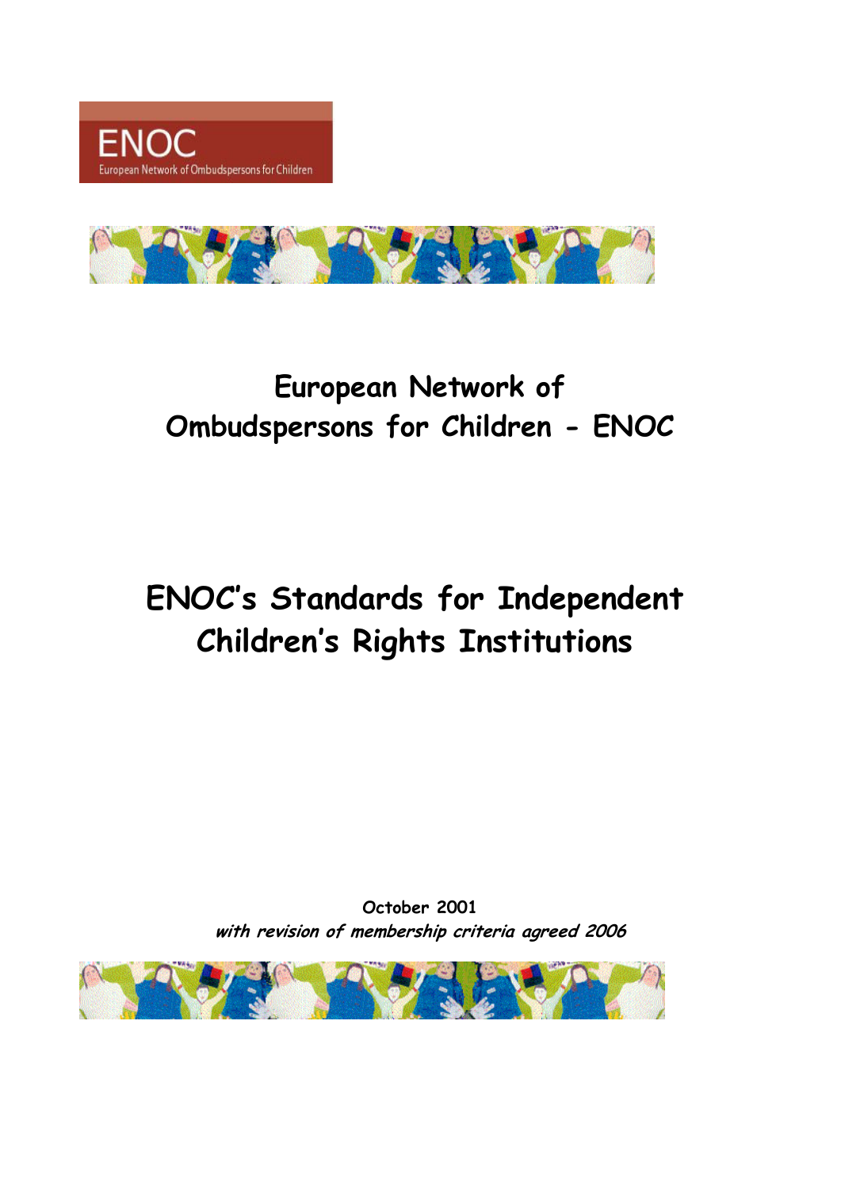ENOC
European Network of Ombudspersons for Children

# European Network of Ombudspersons for Children - ENOC

# ENOC's Standards for Independent Children's Rights Institutions

**October 2001**
***with revision of membership criteria agreed 2006***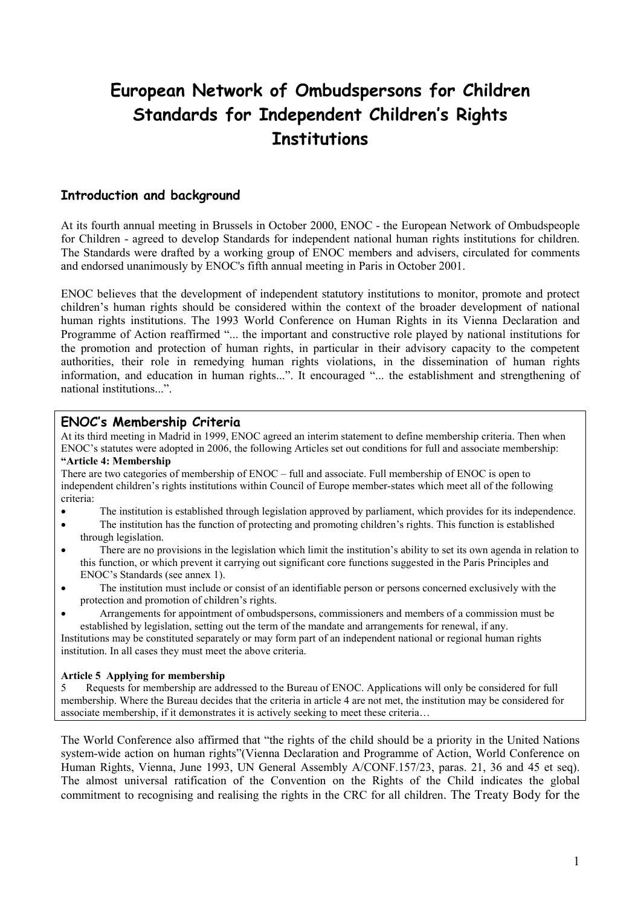# European Network of Ombudspersons for Children Standards for Independent Children's Rights Institutions

## Introduction and background

At its fourth annual meeting in Brussels in October 2000, ENOC - the European Network of Ombudspeople for Children - agreed to develop Standards for independent national human rights institutions for children. The Standards were drafted by a working group of ENOC members and advisers, circulated for comments and endorsed unanimously by ENOC's fifth annual meeting in Paris in October 2001.

ENOC believes that the development of independent statutory institutions to monitor, promote and protect children's human rights should be considered within the context of the broader development of national human rights institutions. The 1993 World Conference on Human Rights in its Vienna Declaration and Programme of Action reaffirmed "... the important and constructive role played by national institutions for the promotion and protection of human rights, in particular in their advisory capacity to the competent authorities, their role in remedying human rights violations, in the dissemination of human rights information, and education in human rights...". It encouraged "... the establishment and strengthening of national institutions...".

### ENOC's Membership Criteria

At its third meeting in Madrid in 1999, ENOC agreed an interim statement to define membership criteria. Then when ENOC's statutes were adopted in 2006, the following Articles set out conditions for full and associate membership:

**"Article 4: Membership**

There are two categories of membership of ENOC – full and associate. Full membership of ENOC is open to independent children's rights institutions within Council of Europe member-states which meet all of the following criteria:

- The institution is established through legislation approved by parliament, which provides for its independence.
- The institution has the function of protecting and promoting children's rights. This function is established through legislation.
- There are no provisions in the legislation which limit the institution's ability to set its own agenda in relation to this function, or which prevent it carrying out significant core functions suggested in the Paris Principles and ENOC's Standards (see annex 1).
- The institution must include or consist of an identifiable person or persons concerned exclusively with the protection and promotion of children's rights.
- Arrangements for appointment of ombudspersons, commissioners and members of a commission must be established by legislation, setting out the term of the mandate and arrangements for renewal, if any.

Institutions may be constituted separately or may form part of an independent national or regional human rights institution. In all cases they must meet the above criteria.

**Article 5 Applying for membership**

5 Requests for membership are addressed to the Bureau of ENOC. Applications will only be considered for full membership. Where the Bureau decides that the criteria in article 4 are not met, the institution may be considered for associate membership, if it demonstrates it is actively seeking to meet these criteria…

The World Conference also affirmed that "the rights of the child should be a priority in the United Nations system-wide action on human rights"(Vienna Declaration and Programme of Action, World Conference on Human Rights, Vienna, June 1993, UN General Assembly A/CONF.157/23, paras. 21, 36 and 45 et seq). The almost universal ratification of the Convention on the Rights of the Child indicates the global commitment to recognising and realising the rights in the CRC for all children. The Treaty Body for the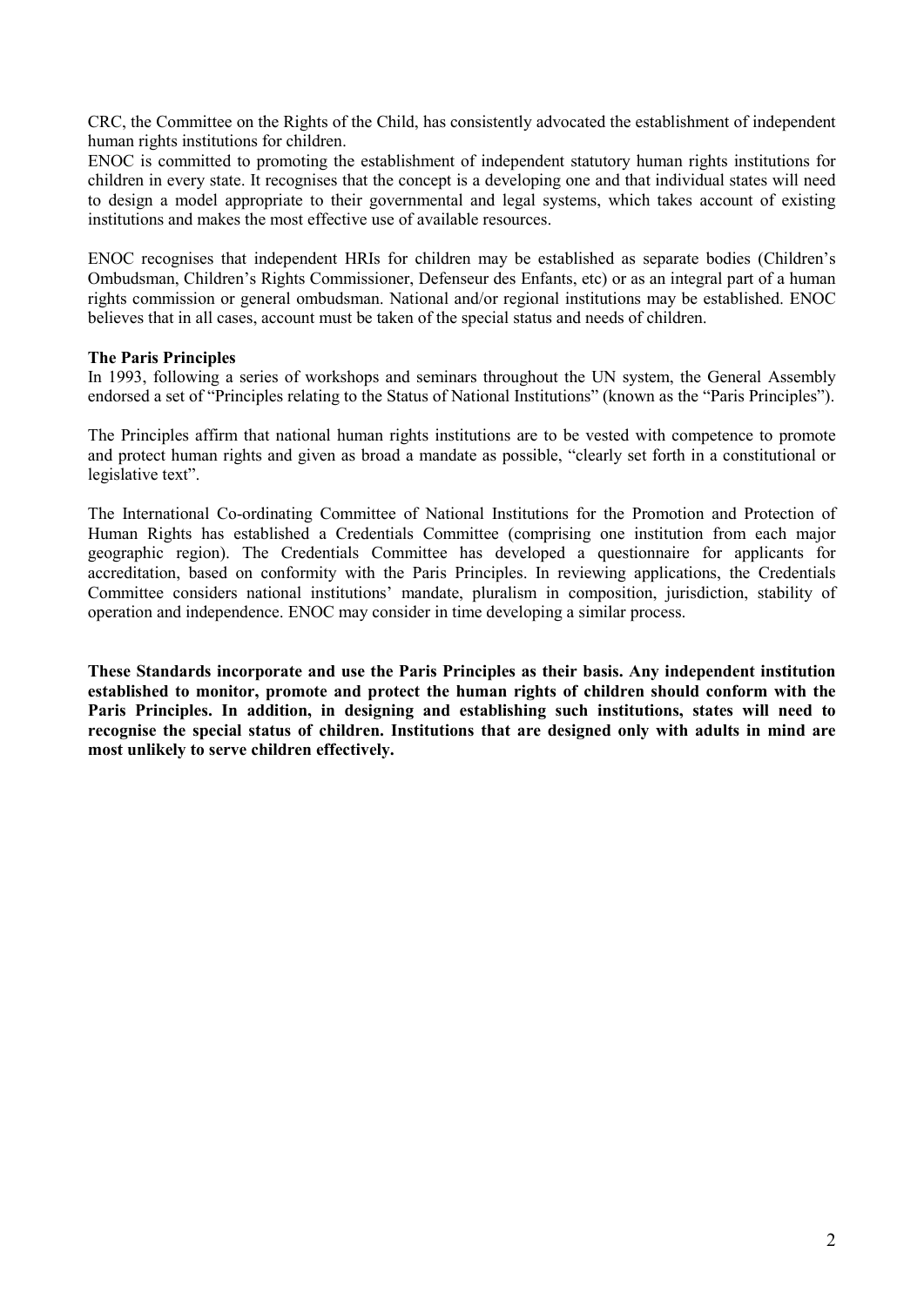CRC, the Committee on the Rights of the Child, has consistently advocated the establishment of independent human rights institutions for children.
ENOC is committed to promoting the establishment of independent statutory human rights institutions for children in every state. It recognises that the concept is a developing one and that individual states will need to design a model appropriate to their governmental and legal systems, which takes account of existing institutions and makes the most effective use of available resources.

ENOC recognises that independent HRIs for children may be established as separate bodies (Children's Ombudsman, Children's Rights Commissioner, Defenseur des Enfants, etc) or as an integral part of a human rights commission or general ombudsman. National and/or regional institutions may be established. ENOC believes that in all cases, account must be taken of the special status and needs of children.

**The Paris Principles**

In 1993, following a series of workshops and seminars throughout the UN system, the General Assembly endorsed a set of "Principles relating to the Status of National Institutions" (known as the "Paris Principles").

The Principles affirm that national human rights institutions are to be vested with competence to promote and protect human rights and given as broad a mandate as possible, "clearly set forth in a constitutional or legislative text".

The International Co-ordinating Committee of National Institutions for the Promotion and Protection of Human Rights has established a Credentials Committee (comprising one institution from each major geographic region). The Credentials Committee has developed a questionnaire for applicants for accreditation, based on conformity with the Paris Principles. In reviewing applications, the Credentials Committee considers national institutions' mandate, pluralism in composition, jurisdiction, stability of operation and independence. ENOC may consider in time developing a similar process.

**These Standards incorporate and use the Paris Principles as their basis. Any independent institution established to monitor, promote and protect the human rights of children should conform with the Paris Principles. In addition, in designing and establishing such institutions, states will need to recognise the special status of children. Institutions that are designed only with adults in mind are most unlikely to serve children effectively.**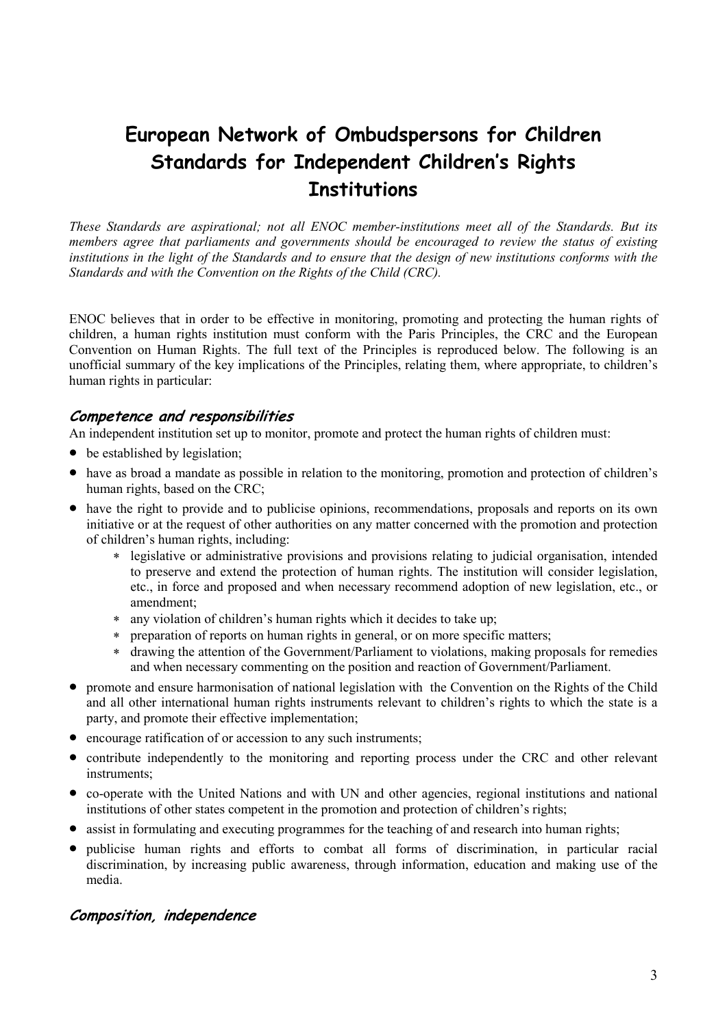# European Network of Ombudspersons for Children Standards for Independent Children's Rights Institutions

*These Standards are aspirational; not all ENOC member-institutions meet all of the Standards. But its members agree that parliaments and governments should be encouraged to review the status of existing institutions in the light of the Standards and to ensure that the design of new institutions conforms with the Standards and with the Convention on the Rights of the Child (CRC).*

ENOC believes that in order to be effective in monitoring, promoting and protecting the human rights of children, a human rights institution must conform with the Paris Principles, the CRC and the European Convention on Human Rights. The full text of the Principles is reproduced below. The following is an unofficial summary of the key implications of the Principles, relating them, where appropriate, to children's human rights in particular:

## *Competence and responsibilities*

An independent institution set up to monitor, promote and protect the human rights of children must:

- be established by legislation;
- have as broad a mandate as possible in relation to the monitoring, promotion and protection of children's human rights, based on the CRC;
- have the right to provide and to publicise opinions, recommendations, proposals and reports on its own initiative or at the request of other authorities on any matter concerned with the promotion and protection of children's human rights, including:
  - legislative or administrative provisions and provisions relating to judicial organisation, intended to preserve and extend the protection of human rights. The institution will consider legislation, etc., in force and proposed and when necessary recommend adoption of new legislation, etc., or amendment;
  - any violation of children's human rights which it decides to take up;
  - preparation of reports on human rights in general, or on more specific matters;
  - drawing the attention of the Government/Parliament to violations, making proposals for remedies and when necessary commenting on the position and reaction of Government/Parliament.
- promote and ensure harmonisation of national legislation with the Convention on the Rights of the Child and all other international human rights instruments relevant to children's rights to which the state is a party, and promote their effective implementation;
- encourage ratification of or accession to any such instruments;
- contribute independently to the monitoring and reporting process under the CRC and other relevant instruments;
- co-operate with the United Nations and with UN and other agencies, regional institutions and national institutions of other states competent in the promotion and protection of children's rights;
- assist in formulating and executing programmes for the teaching of and research into human rights;
- publicise human rights and efforts to combat all forms of discrimination, in particular racial discrimination, by increasing public awareness, through information, education and making use of the media.

## *Composition, independence*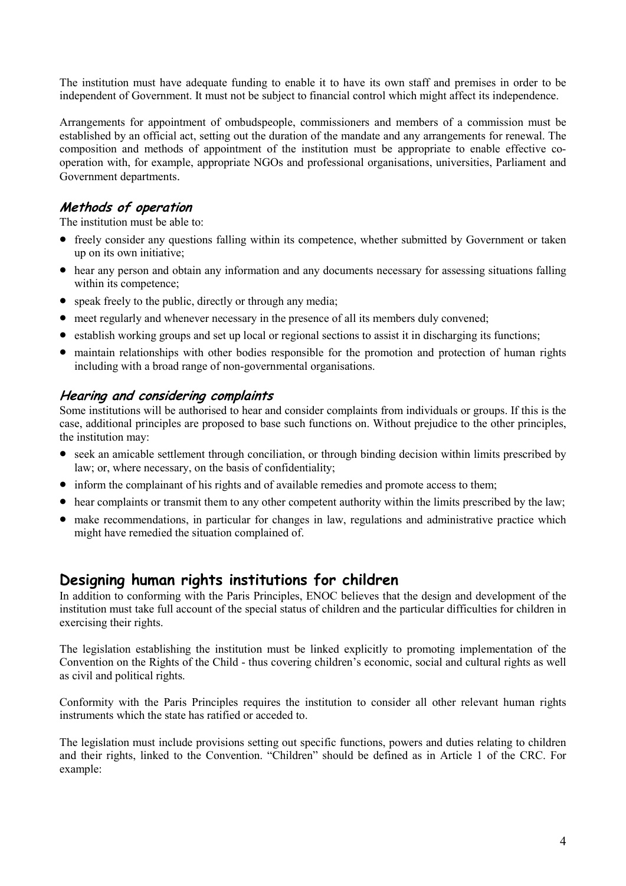The institution must have adequate funding to enable it to have its own staff and premises in order to be independent of Government. It must not be subject to financial control which might affect its independence.

Arrangements for appointment of ombudspeople, commissioners and members of a commission must be established by an official act, setting out the duration of the mandate and any arrangements for renewal. The composition and methods of appointment of the institution must be appropriate to enable effective co-operation with, for example, appropriate NGOs and professional organisations, universities, Parliament and Government departments.

### *Methods of operation*

The institution must be able to:

- freely consider any questions falling within its competence, whether submitted by Government or taken up on its own initiative;
- hear any person and obtain any information and any documents necessary for assessing situations falling within its competence;
- speak freely to the public, directly or through any media;
- meet regularly and whenever necessary in the presence of all its members duly convened;
- establish working groups and set up local or regional sections to assist it in discharging its functions;
- maintain relationships with other bodies responsible for the promotion and protection of human rights including with a broad range of non-governmental organisations.

### *Hearing and considering complaints*

Some institutions will be authorised to hear and consider complaints from individuals or groups. If this is the case, additional principles are proposed to base such functions on. Without prejudice to the other principles, the institution may:

- seek an amicable settlement through conciliation, or through binding decision within limits prescribed by law; or, where necessary, on the basis of confidentiality;
- inform the complainant of his rights and of available remedies and promote access to them;
- hear complaints or transmit them to any other competent authority within the limits prescribed by the law;
- make recommendations, in particular for changes in law, regulations and administrative practice which might have remedied the situation complained of.

## Designing human rights institutions for children

In addition to conforming with the Paris Principles, ENOC believes that the design and development of the institution must take full account of the special status of children and the particular difficulties for children in exercising their rights.

The legislation establishing the institution must be linked explicitly to promoting implementation of the Convention on the Rights of the Child - thus covering children's economic, social and cultural rights as well as civil and political rights.

Conformity with the Paris Principles requires the institution to consider all other relevant human rights instruments which the state has ratified or acceded to.

The legislation must include provisions setting out specific functions, powers and duties relating to children and their rights, linked to the Convention. "Children" should be defined as in Article 1 of the CRC. For example: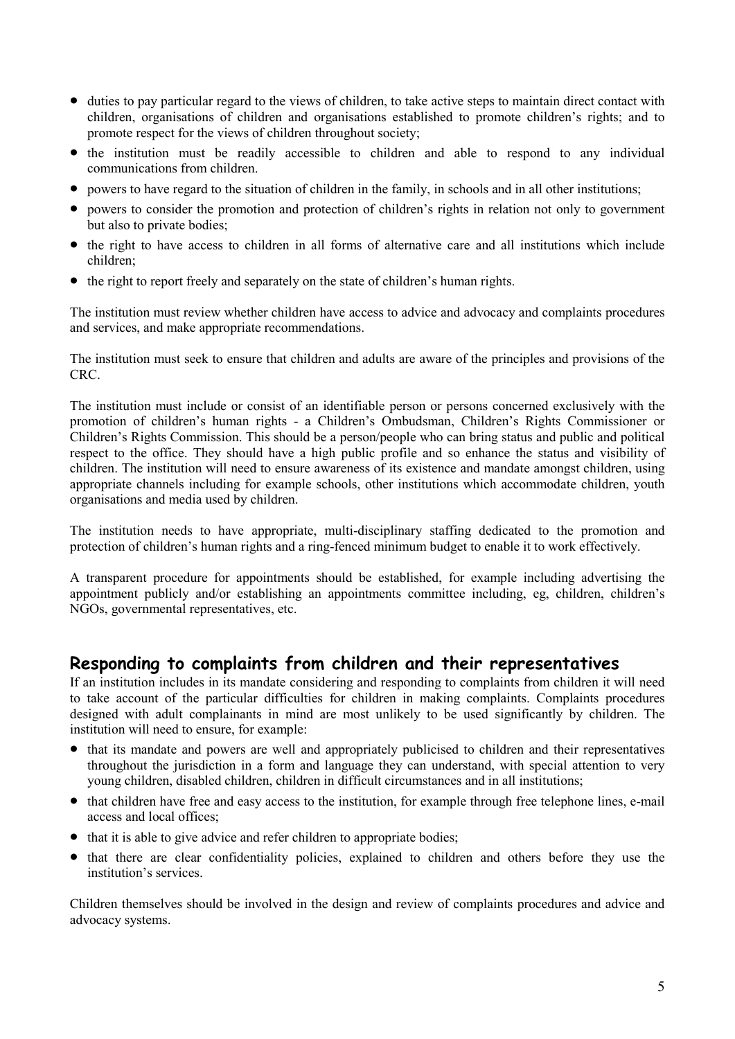- duties to pay particular regard to the views of children, to take active steps to maintain direct contact with children, organisations of children and organisations established to promote children's rights; and to promote respect for the views of children throughout society;
- the institution must be readily accessible to children and able to respond to any individual communications from children.
- powers to have regard to the situation of children in the family, in schools and in all other institutions;
- powers to consider the promotion and protection of children's rights in relation not only to government but also to private bodies;
- the right to have access to children in all forms of alternative care and all institutions which include children;
- the right to report freely and separately on the state of children's human rights.

The institution must review whether children have access to advice and advocacy and complaints procedures and services, and make appropriate recommendations.

The institution must seek to ensure that children and adults are aware of the principles and provisions of the CRC.

The institution must include or consist of an identifiable person or persons concerned exclusively with the promotion of children's human rights - a Children's Ombudsman, Children's Rights Commissioner or Children's Rights Commission. This should be a person/people who can bring status and public and political respect to the office. They should have a high public profile and so enhance the status and visibility of children. The institution will need to ensure awareness of its existence and mandate amongst children, using appropriate channels including for example schools, other institutions which accommodate children, youth organisations and media used by children.

The institution needs to have appropriate, multi-disciplinary staffing dedicated to the promotion and protection of children's human rights and a ring-fenced minimum budget to enable it to work effectively.

A transparent procedure for appointments should be established, for example including advertising the appointment publicly and/or establishing an appointments committee including, eg, children, children's NGOs, governmental representatives, etc.

## Responding to complaints from children and their representatives

If an institution includes in its mandate considering and responding to complaints from children it will need to take account of the particular difficulties for children in making complaints. Complaints procedures designed with adult complainants in mind are most unlikely to be used significantly by children. The institution will need to ensure, for example:

- that its mandate and powers are well and appropriately publicised to children and their representatives throughout the jurisdiction in a form and language they can understand, with special attention to very young children, disabled children, children in difficult circumstances and in all institutions;
- that children have free and easy access to the institution, for example through free telephone lines, e-mail access and local offices;
- that it is able to give advice and refer children to appropriate bodies;
- that there are clear confidentiality policies, explained to children and others before they use the institution's services.

Children themselves should be involved in the design and review of complaints procedures and advice and advocacy systems.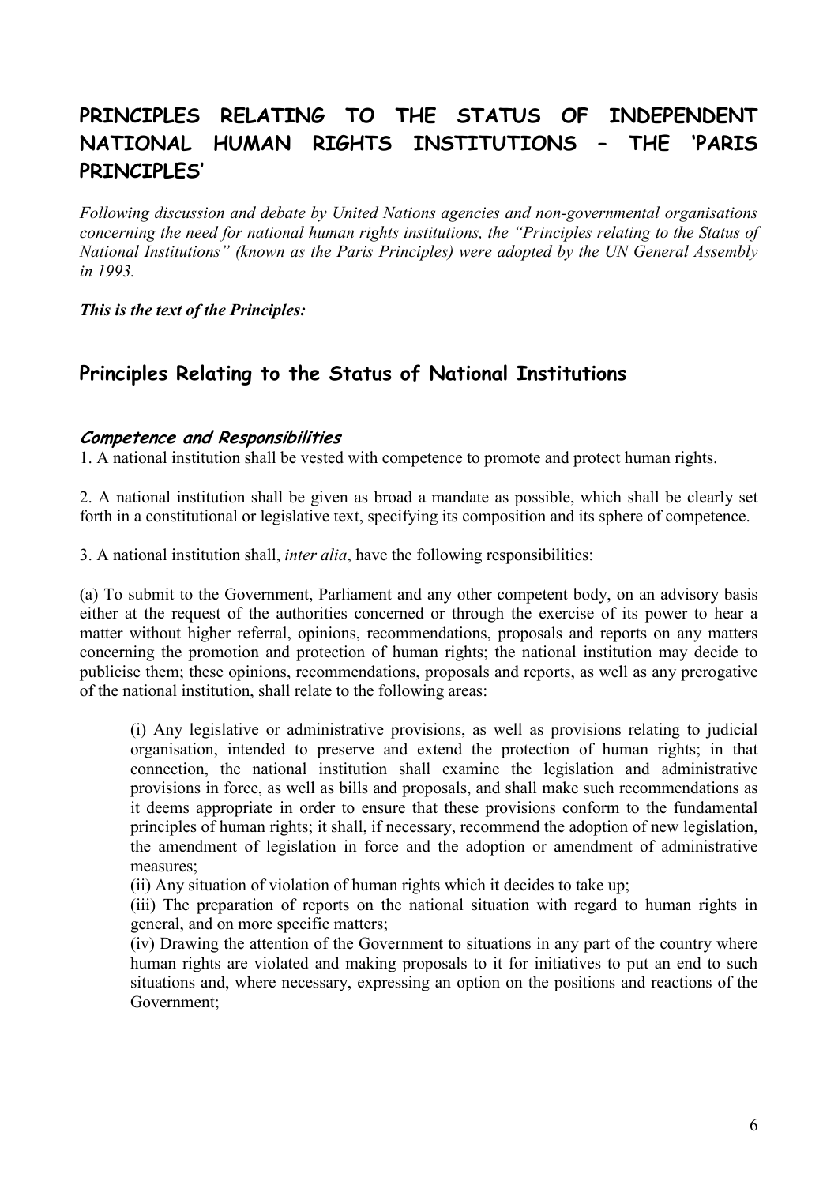# PRINCIPLES RELATING TO THE STATUS OF INDEPENDENT NATIONAL HUMAN RIGHTS INSTITUTIONS – THE 'PARIS PRINCIPLES'

*Following discussion and debate by United Nations agencies and non-governmental organisations concerning the need for national human rights institutions, the "Principles relating to the Status of National Institutions" (known as the Paris Principles) were adopted by the UN General Assembly in 1993.*

***This is the text of the Principles:***

## Principles Relating to the Status of National Institutions

### *Competence and Responsibilities*

1. A national institution shall be vested with competence to promote and protect human rights.

2. A national institution shall be given as broad a mandate as possible, which shall be clearly set forth in a constitutional or legislative text, specifying its composition and its sphere of competence.

3. A national institution shall, *inter alia*, have the following responsibilities:

(a) To submit to the Government, Parliament and any other competent body, on an advisory basis either at the request of the authorities concerned or through the exercise of its power to hear a matter without higher referral, opinions, recommendations, proposals and reports on any matters concerning the promotion and protection of human rights; the national institution may decide to publicise them; these opinions, recommendations, proposals and reports, as well as any prerogative of the national institution, shall relate to the following areas:

(i) Any legislative or administrative provisions, as well as provisions relating to judicial organisation, intended to preserve and extend the protection of human rights; in that connection, the national institution shall examine the legislation and administrative provisions in force, as well as bills and proposals, and shall make such recommendations as it deems appropriate in order to ensure that these provisions conform to the fundamental principles of human rights; it shall, if necessary, recommend the adoption of new legislation, the amendment of legislation in force and the adoption or amendment of administrative measures;

(ii) Any situation of violation of human rights which it decides to take up;

(iii) The preparation of reports on the national situation with regard to human rights in general, and on more specific matters;

(iv) Drawing the attention of the Government to situations in any part of the country where human rights are violated and making proposals to it for initiatives to put an end to such situations and, where necessary, expressing an option on the positions and reactions of the Government;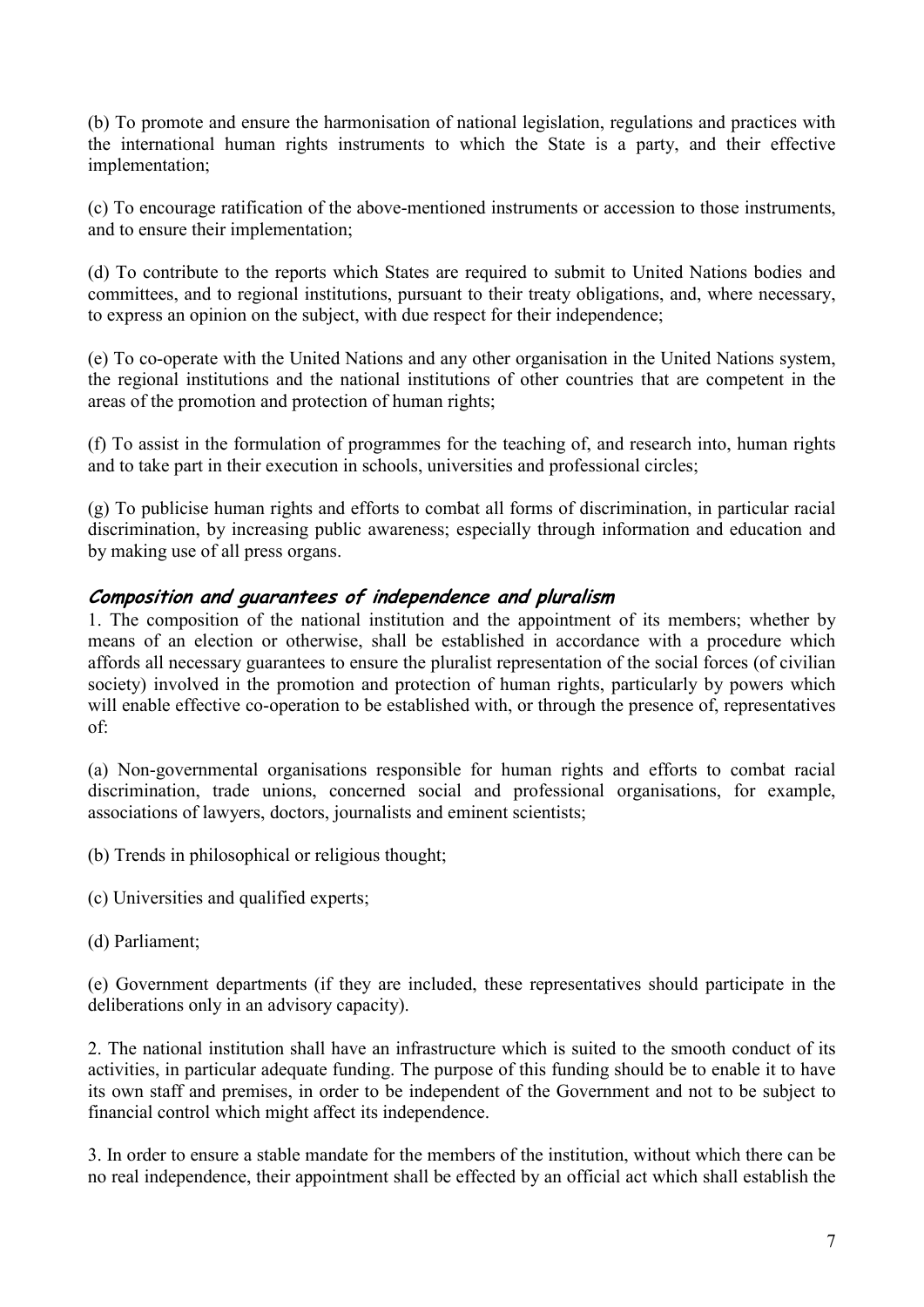(b) To promote and ensure the harmonisation of national legislation, regulations and practices with the international human rights instruments to which the State is a party, and their effective implementation;

(c) To encourage ratification of the above-mentioned instruments or accession to those instruments, and to ensure their implementation;

(d) To contribute to the reports which States are required to submit to United Nations bodies and committees, and to regional institutions, pursuant to their treaty obligations, and, where necessary, to express an opinion on the subject, with due respect for their independence;

(e) To co-operate with the United Nations and any other organisation in the United Nations system, the regional institutions and the national institutions of other countries that are competent in the areas of the promotion and protection of human rights;

(f) To assist in the formulation of programmes for the teaching of, and research into, human rights and to take part in their execution in schools, universities and professional circles;

(g) To publicise human rights and efforts to combat all forms of discrimination, in particular racial discrimination, by increasing public awareness; especially through information and education and by making use of all press organs.

### *Composition and guarantees of independence and pluralism*

1. The composition of the national institution and the appointment of its members; whether by means of an election or otherwise, shall be established in accordance with a procedure which affords all necessary guarantees to ensure the pluralist representation of the social forces (of civilian society) involved in the promotion and protection of human rights, particularly by powers which will enable effective co-operation to be established with, or through the presence of, representatives of:

(a) Non-governmental organisations responsible for human rights and efforts to combat racial discrimination, trade unions, concerned social and professional organisations, for example, associations of lawyers, doctors, journalists and eminent scientists;

(b) Trends in philosophical or religious thought;

(c) Universities and qualified experts;

(d) Parliament;

(e) Government departments (if they are included, these representatives should participate in the deliberations only in an advisory capacity).

2. The national institution shall have an infrastructure which is suited to the smooth conduct of its activities, in particular adequate funding. The purpose of this funding should be to enable it to have its own staff and premises, in order to be independent of the Government and not to be subject to financial control which might affect its independence.

3. In order to ensure a stable mandate for the members of the institution, without which there can be no real independence, their appointment shall be effected by an official act which shall establish the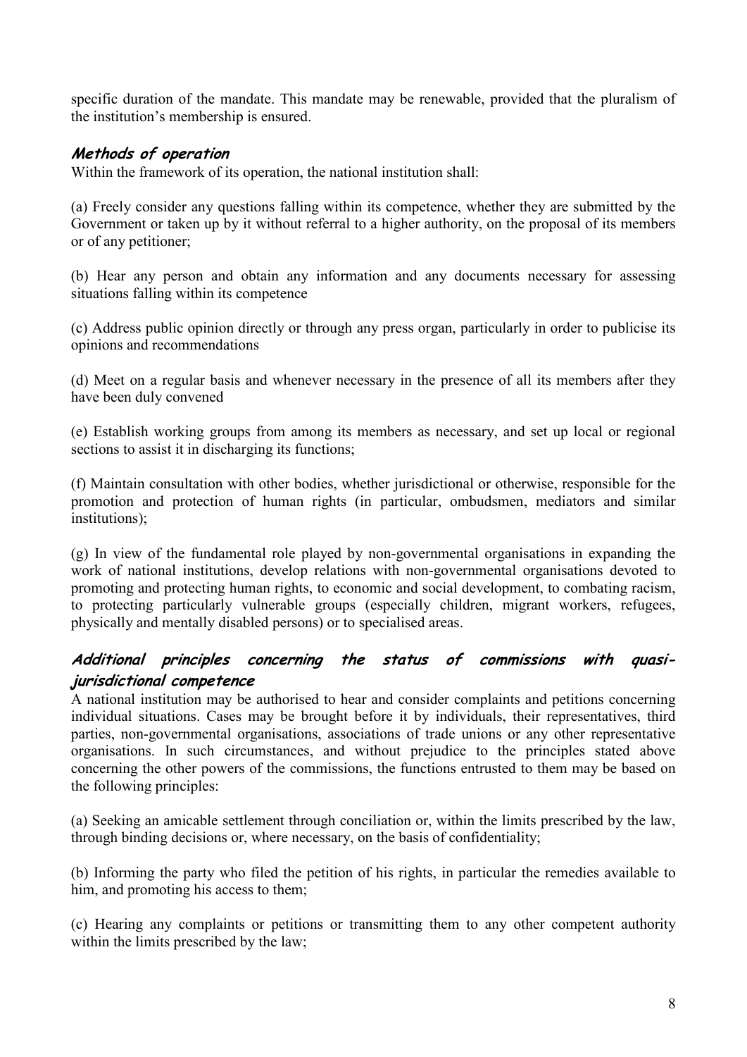specific duration of the mandate. This mandate may be renewable, provided that the pluralism of the institution's membership is ensured.

### Methods of operation

Within the framework of its operation, the national institution shall:

(a) Freely consider any questions falling within its competence, whether they are submitted by the Government or taken up by it without referral to a higher authority, on the proposal of its members or of any petitioner;

(b) Hear any person and obtain any information and any documents necessary for assessing situations falling within its competence

(c) Address public opinion directly or through any press organ, particularly in order to publicise its opinions and recommendations

(d) Meet on a regular basis and whenever necessary in the presence of all its members after they have been duly convened

(e) Establish working groups from among its members as necessary, and set up local or regional sections to assist it in discharging its functions;

(f) Maintain consultation with other bodies, whether jurisdictional or otherwise, responsible for the promotion and protection of human rights (in particular, ombudsmen, mediators and similar institutions);

(g) In view of the fundamental role played by non-governmental organisations in expanding the work of national institutions, develop relations with non-governmental organisations devoted to promoting and protecting human rights, to economic and social development, to combating racism, to protecting particularly vulnerable groups (especially children, migrant workers, refugees, physically and mentally disabled persons) or to specialised areas.

### Additional principles concerning the status of commissions with quasi-jurisdictional competence

A national institution may be authorised to hear and consider complaints and petitions concerning individual situations. Cases may be brought before it by individuals, their representatives, third parties, non-governmental organisations, associations of trade unions or any other representative organisations. In such circumstances, and without prejudice to the principles stated above concerning the other powers of the commissions, the functions entrusted to them may be based on the following principles:

(a) Seeking an amicable settlement through conciliation or, within the limits prescribed by the law, through binding decisions or, where necessary, on the basis of confidentiality;

(b) Informing the party who filed the petition of his rights, in particular the remedies available to him, and promoting his access to them;

(c) Hearing any complaints or petitions or transmitting them to any other competent authority within the limits prescribed by the law;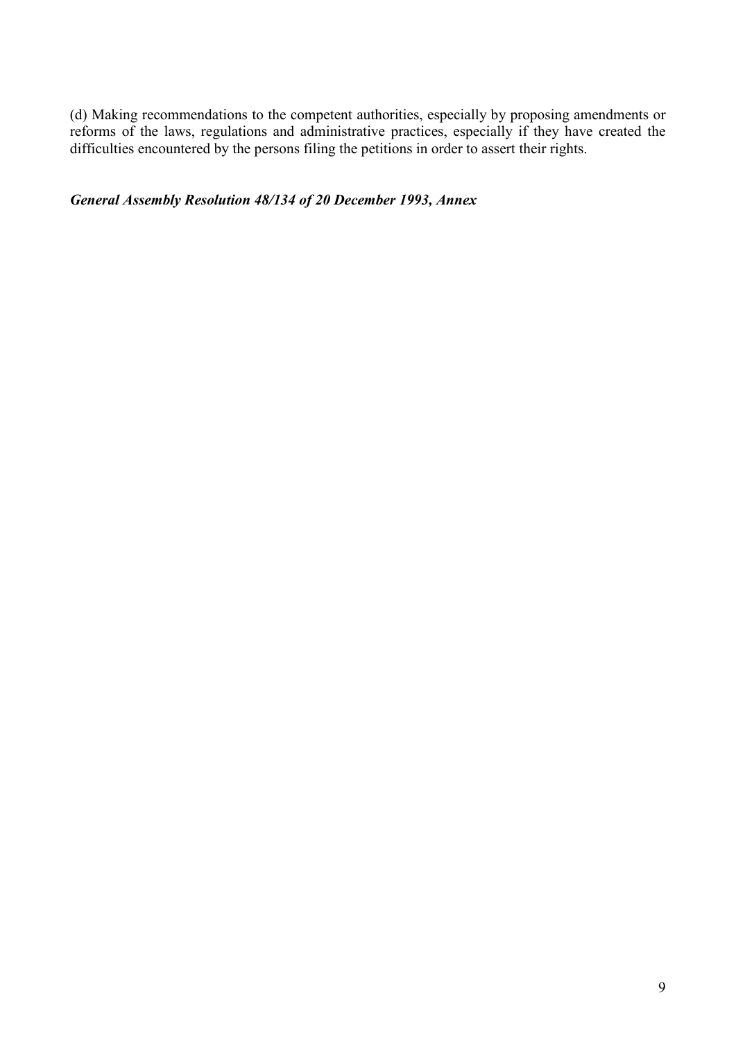(d) Making recommendations to the competent authorities, especially by proposing amendments or reforms of the laws, regulations and administrative practices, especially if they have created the difficulties encountered by the persons filing the petitions in order to assert their rights.

***General Assembly Resolution 48/134 of 20 December 1993, Annex***